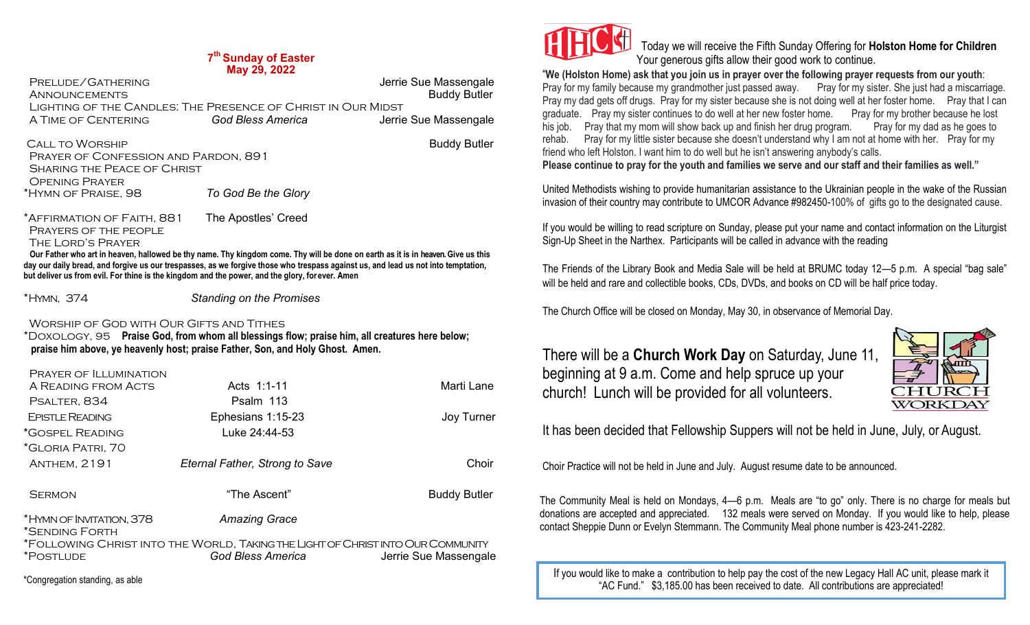## 7[th] Sunday of Easter
## May 29, 2022

PRELUDE/GATHERING — Jerrie Sue Massengale
ANNOUNCEMENTS — Buddy Butler
LIGHTING OF THE CANDLES: THE PRESENCE OF CHRIST IN OUR MIDST
A TIME OF CENTERING — *God Bless America* — Jerrie Sue Massengale

CALL TO WORSHIP — Buddy Butler
PRAYER OF CONFESSION AND PARDON, 891
SHARING THE PEACE OF CHRIST
OPENING PRAYER
*HYMN OF PRAISE, 98 — *To God Be the Glory*

*AFFIRMATION OF FAITH, 881 — The Apostles' Creed
PRAYERS OF THE PEOPLE
THE LORD'S PRAYER

**Our Father who art in heaven, hallowed be thy name. Thy kingdom come. Thy will be done on earth as it is in heaven. Give us this day our daily bread, and forgive us our trespasses, as we forgive those who trespass against us, and lead us not into temptation, but deliver us from evil. For thine is the kingdom and the power, and the glory, forever. Amen**

*HYMN, 374 — *Standing on the Promises*

WORSHIP OF GOD WITH OUR GIFTS AND TITHES
*DOXOLOGY, 95 **Praise God, from whom all blessings flow; praise him, all creatures here below; praise him above, ye heavenly host; praise Father, Son, and Holy Ghost. Amen.**

PRAYER OF ILLUMINATION
A READING FROM ACTS — Acts 1:1-11 — Marti Lane
PSALTER, 834 — Psalm 113
EPISTLE READING — Ephesians 1:15-23 — Joy Turner
*GOSPEL READING — Luke 24:44-53
*GLORIA PATRI, 70
ANTHEM, 2191 — *Eternal Father, Strong to Save* — Choir

SERMON — "The Ascent" — Buddy Butler

*HYMN OF INVITATION, 378 — *Amazing Grace*
*SENDING FORTH
*FOLLOWING CHRIST INTO THE WORLD, TAKING THE LIGHT OF CHRIST INTO OUR COMMUNITY
*POSTLUDE — *God Bless America* — Jerrie Sue Massengale

*Congregation standing, as able

---

HHC Today we will receive the Fifth Sunday Offering for **Holston Home for Children**. Your generous gifts allow their good work to continue.

**"We (Holston Home) ask that you join us in prayer over the following prayer requests from our youth:** Pray for my family because my grandmother just passed away. Pray for my sister. She just had a miscarriage. Pray my dad gets off drugs. Pray for my sister because she is not doing well at her foster home. Pray that I can graduate. Pray my sister continues to do well at her new foster home. Pray for my brother because he lost his job. Pray that my mom will show back up and finish her drug program. Pray for my dad as he goes to rehab. Pray for my little sister because she doesn't understand why I am not at home with her. Pray for my friend who left Holston. I want him to do well but he isn't answering anybody's calls.
**Please continue to pray for the youth and families we serve and our staff and their families as well."**

United Methodists wishing to provide humanitarian assistance to the Ukrainian people in the wake of the Russian invasion of their country may contribute to UMCOR Advance #982450-100% of gifts go to the designated cause.

If you would be willing to read scripture on Sunday, please put your name and contact information on the Liturgist Sign-Up Sheet in the Narthex. Participants will be called in advance with the reading

The Friends of the Library Book and Media Sale will be held at BRUMC today 12—5 p.m. A special "bag sale" will be held and rare and collectible books, CDs, DVDs, and books on CD will be half price today.

The Church Office will be closed on Monday, May 30, in observance of Memorial Day.

There will be a **Church Work Day** on Saturday, June 11, beginning at 9 a.m. Come and help spruce up your church! Lunch will be provided for all volunteers.

CHURCH WORKDAY

It has been decided that Fellowship Suppers will not be held in June, July, or August.

Choir Practice will not be held in June and July. August resume date to be announced.

The Community Meal is held on Mondays, 4—6 p.m. Meals are "to go" only. There is no charge for meals but donations are accepted and appreciated. 132 meals were served on Monday. If you would like to help, please contact Sheppie Dunn or Evelyn Stemmann. The Community Meal phone number is 423-241-2282.

If you would like to make a contribution to help pay the cost of the new Legacy Hall AC unit, please mark it "AC Fund." $3,185.00 has been received to date. All contributions are appreciated!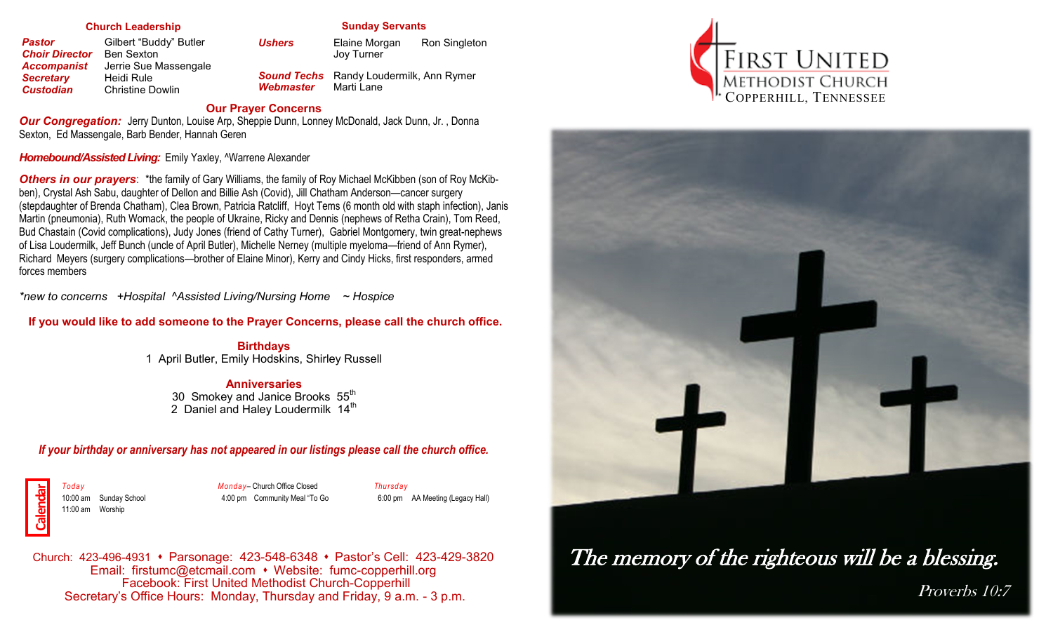## Church Leadership

| | |
|---|---|
| ***Pastor*** | Gilbert "Buddy" Butler |
| ***Choir Director*** | Ben Sexton |
| ***Accompanist*** | Jerrie Sue Massengale |
| ***Secretary*** | Heidi Rule |
| ***Custodian*** | Christine Dowlin |

## Sunday Servants

| | |
|---|---|
| ***Ushers*** | Elaine Morgan, Ron Singleton, Joy Turner |
| ***Sound Techs*** | Randy Loudermilk, Ann Rymer |
| ***Webmaster*** | Marti Lane |

## Our Prayer Concerns

***Our Congregation:*** Jerry Dunton, Louise Arp, Sheppie Dunn, Lonney McDonald, Jack Dunn, Jr. , Donna Sexton, Ed Massengale, Barb Bender, Hannah Geren

***Homebound/Assisted Living:*** Emily Yaxley, ^Warrene Alexander

***Others in our prayers***: *the family of Gary Williams, the family of Roy Michael McKibben (son of Roy McKibben), Crystal Ash Sabu, daughter of Dellon and Billie Ash (Covid), Jill Chatham Anderson—cancer surgery (stepdaughter of Brenda Chatham), Clea Brown, Patricia Ratcliff, Hoyt Tems (6 month old with staph infection), Janis Martin (pneumonia), Ruth Womack, the people of Ukraine, Ricky and Dennis (nephews of Retha Crain), Tom Reed, Bud Chastain (Covid complications), Judy Jones (friend of Cathy Turner), Gabriel Montgomery, twin great-nephews of Lisa Loudermilk, Jeff Bunch (uncle of April Butler), Michelle Nerney (multiple myeloma—friend of Ann Rymer), Richard Meyers (surgery complications—brother of Elaine Minor), Kerry and Cindy Hicks, first responders, armed forces members

*\*new to concerns +Hospital ^Assisted Living/Nursing Home ~ Hospice*

**If you would like to add someone to the Prayer Concerns, please call the church office.**

### Birthdays

1 April Butler, Emily Hodskins, Shirley Russell

### Anniversaries

30 Smokey and Janice Brooks 55th
2 Daniel and Haley Loudermilk 14th

***If your birthday or anniversary has not appeared in our listings please call the church office.***

### Calendar

*Today*
10:00 am Sunday School
11:00 am Worship

*Monday*– Church Office Closed
4:00 pm Community Meal "To Go

*Thursday*
6:00 pm AA Meeting (Legacy Hall)

Church: 423-496-4931 • Parsonage: 423-548-6348 • Pastor's Cell: 423-429-3820
Email: firstumc@etcmail.com • Website: fumc-copperhill.org
Facebook: First United Methodist Church-Copperhill
Secretary's Office Hours: Monday, Thursday and Friday, 9 a.m. - 3 p.m.

# First United Methodist Church
Copperhill, Tennessee

*The memory of the righteous will be a blessing.*

*Proverbs 10:7*